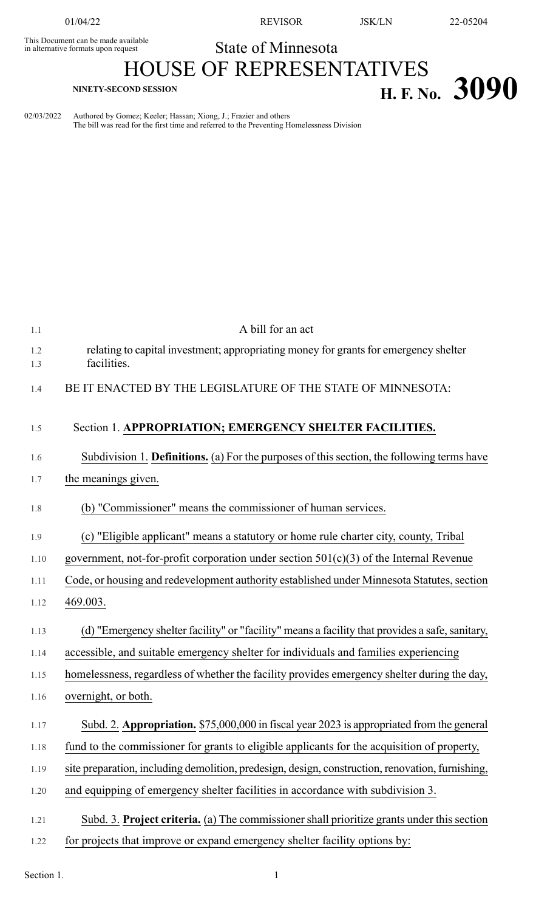This Document can be made available in alternative formats upon request

State of Minnesota

# HOUSE OF REPRESENTATIVES

**NINETY-SECOND SESSION**

# H. F. No. 3090

02/03/2022 Authored by Gomez; Keeler; Hassan; Xiong, J.; Frazier and others
The bill was read for the first time and referred to the Preventing Homelessness Division

A bill for an act

relating to capital investment; appropriating money for grants for emergency shelter facilities.

BE IT ENACTED BY THE LEGISLATURE OF THE STATE OF MINNESOTA:

Section 1. **APPROPRIATION; EMERGENCY SHELTER FACILITIES.**

Subdivision 1. **Definitions.** (a) For the purposes of this section, the following terms have the meanings given.

(b) "Commissioner" means the commissioner of human services.

(c) "Eligible applicant" means a statutory or home rule charter city, county, Tribal government, not-for-profit corporation under section 501(c)(3) of the Internal Revenue Code, or housing and redevelopment authority established under Minnesota Statutes, section 469.003.

(d) "Emergency shelter facility" or "facility" means a facility that provides a safe, sanitary, accessible, and suitable emergency shelter for individuals and families experiencing homelessness, regardless of whether the facility provides emergency shelter during the day, overnight, or both.

Subd. 2. **Appropriation.** $75,000,000 in fiscal year 2023 is appropriated from the general fund to the commissioner for grants to eligible applicants for the acquisition of property, site preparation, including demolition, predesign, design, construction, renovation, furnishing, and equipping of emergency shelter facilities in accordance with subdivision 3.

Subd. 3. **Project criteria.** (a) The commissioner shall prioritize grants under this section for projects that improve or expand emergency shelter facility options by: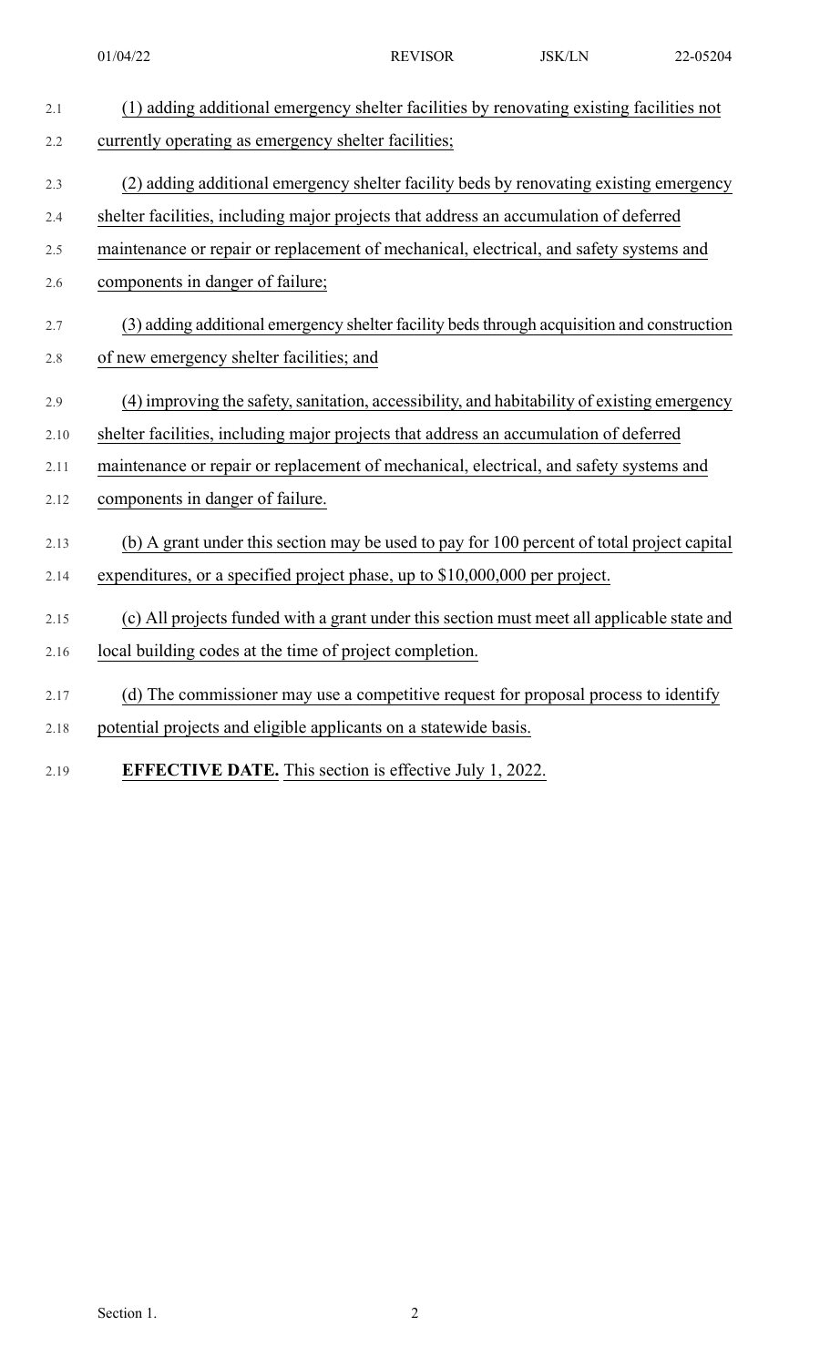(1) adding additional emergency shelter facilities by renovating existing facilities not currently operating as emergency shelter facilities;

(2) adding additional emergency shelter facility beds by renovating existing emergency shelter facilities, including major projects that address an accumulation of deferred maintenance or repair or replacement of mechanical, electrical, and safety systems and components in danger of failure;

(3) adding additional emergency shelter facility beds through acquisition and construction of new emergency shelter facilities; and

(4) improving the safety, sanitation, accessibility, and habitability of existing emergency shelter facilities, including major projects that address an accumulation of deferred maintenance or repair or replacement of mechanical, electrical, and safety systems and components in danger of failure.

(b) A grant under this section may be used to pay for 100 percent of total project capital expenditures, or a specified project phase, up to $10,000,000 per project.

(c) All projects funded with a grant under this section must meet all applicable state and local building codes at the time of project completion.

(d) The commissioner may use a competitive request for proposal process to identify potential projects and eligible applicants on a statewide basis.

**EFFECTIVE DATE.** This section is effective July 1, 2022.